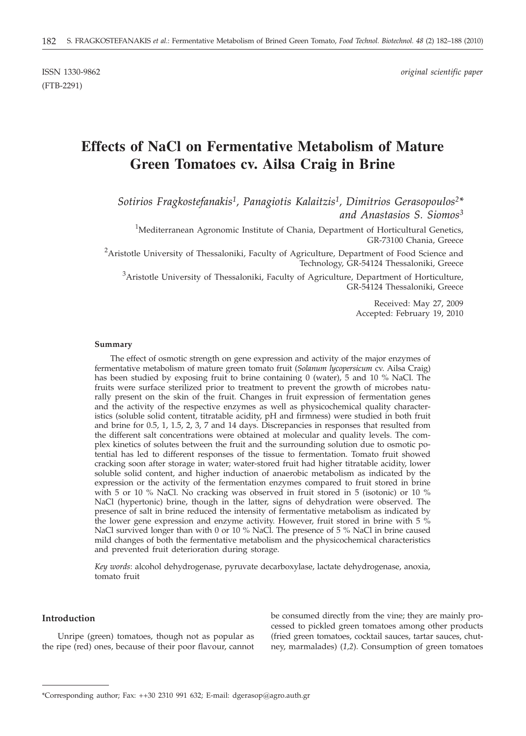ISSN 1330-9862 *original scientific paper*
(FTB-2291)

# Effects of NaCl on Fermentative Metabolism of Mature Green Tomatoes cv. Ailsa Craig in Brine

*Sotirios Fragkostefanakis*[1], *Panagiotis Kalaitzis*[1], *Dimitrios Gerasopoulos*[2]* *and Anastasios S. Siomos*[3]

[1]Mediterranean Agronomic Institute of Chania, Department of Horticultural Genetics, GR-73100 Chania, Greece

[2]Aristotle University of Thessaloniki, Faculty of Agriculture, Department of Food Science and Technology, GR-54124 Thessaloniki, Greece

[3]Aristotle University of Thessaloniki, Faculty of Agriculture, Department of Horticulture, GR-54124 Thessaloniki, Greece

Received: May 27, 2009
Accepted: February 19, 2010

#### Summary

The effect of osmotic strength on gene expression and activity of the major enzymes of fermentative metabolism of mature green tomato fruit (*Solanum lycopersicum* cv. Ailsa Craig) has been studied by exposing fruit to brine containing 0 (water), 5 and 10 % NaCl. The fruits were surface sterilized prior to treatment to prevent the growth of microbes naturally present on the skin of the fruit. Changes in fruit expression of fermentation genes and the activity of the respective enzymes as well as physicochemical quality characteristics (soluble solid content, titratable acidity, pH and firmness) were studied in both fruit and brine for 0.5, 1, 1.5, 2, 3, 7 and 14 days. Discrepancies in responses that resulted from the different salt concentrations were obtained at molecular and quality levels. The complex kinetics of solutes between the fruit and the surrounding solution due to osmotic potential has led to different responses of the tissue to fermentation. Tomato fruit showed cracking soon after storage in water; water-stored fruit had higher titratable acidity, lower soluble solid content, and higher induction of anaerobic metabolism as indicated by the expression or the activity of the fermentation enzymes compared to fruit stored in brine with 5 or 10 % NaCl. No cracking was observed in fruit stored in 5 (isotonic) or 10 % NaCl (hypertonic) brine, though in the latter, signs of dehydration were observed. The presence of salt in brine reduced the intensity of fermentative metabolism as indicated by the lower gene expression and enzyme activity. However, fruit stored in brine with 5 % NaCl survived longer than with 0 or 10 % NaCl. The presence of 5 % NaCl in brine caused mild changes of both the fermentative metabolism and the physicochemical characteristics and prevented fruit deterioration during storage.

*Key words*: alcohol dehydrogenase, pyruvate decarboxylase, lactate dehydrogenase, anoxia, tomato fruit

## Introduction

Unripe (green) tomatoes, though not as popular as the ripe (red) ones, because of their poor flavour, cannot be consumed directly from the vine; they are mainly processed to pickled green tomatoes among other products (fried green tomatoes, cocktail sauces, tartar sauces, chutney, marmalades) (*1,2*). Consumption of green tomatoes

*Corresponding author; Fax: ++30 2310 991 632; E-mail: dgerasop@agro.auth.gr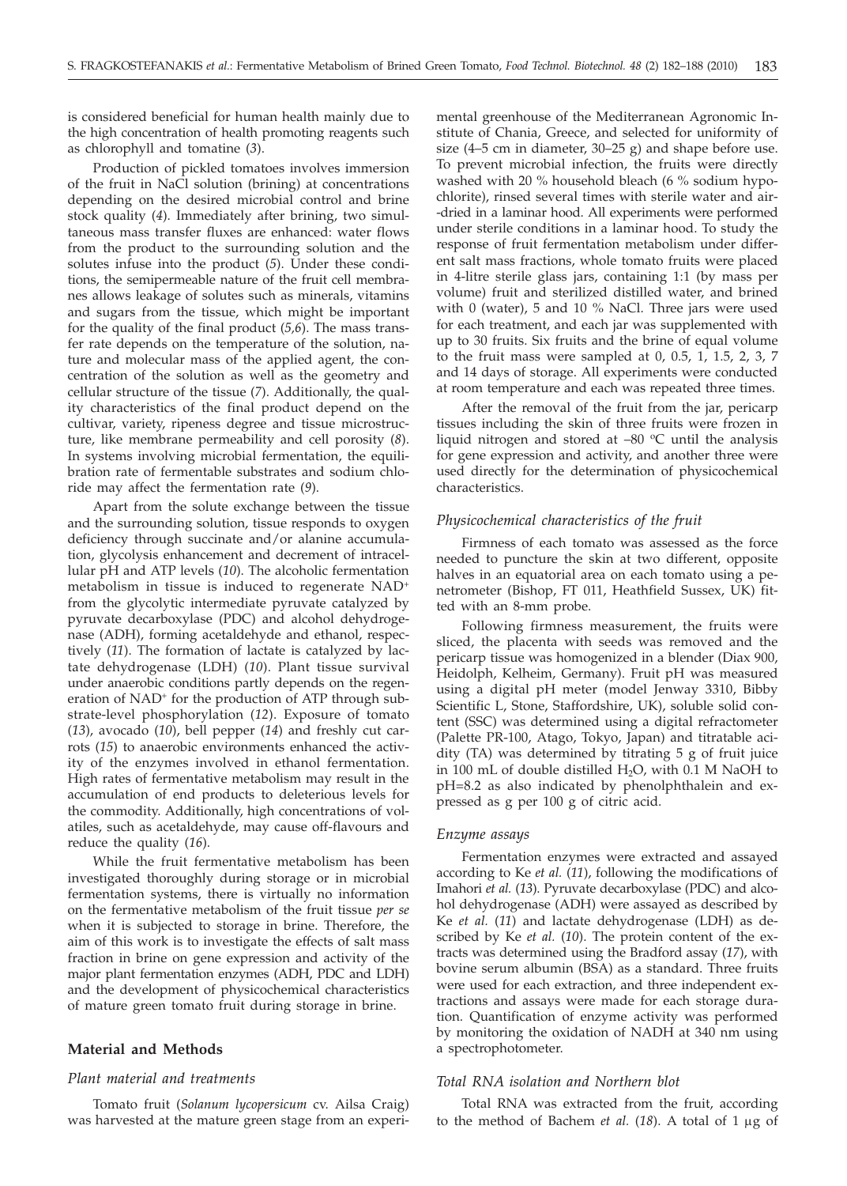is considered beneficial for human health mainly due to the high concentration of health promoting reagents such as chlorophyll and tomatine (*3*).

Production of pickled tomatoes involves immersion of the fruit in NaCl solution (brining) at concentrations depending on the desired microbial control and brine stock quality (*4*). Immediately after brining, two simultaneous mass transfer fluxes are enhanced: water flows from the product to the surrounding solution and the solutes infuse into the product (*5*). Under these conditions, the semipermeable nature of the fruit cell membranes allows leakage of solutes such as minerals, vitamins and sugars from the tissue, which might be important for the quality of the final product (*5,6*). The mass transfer rate depends on the temperature of the solution, nature and molecular mass of the applied agent, the concentration of the solution as well as the geometry and cellular structure of the tissue (*7*). Additionally, the quality characteristics of the final product depend on the cultivar, variety, ripeness degree and tissue microstructure, like membrane permeability and cell porosity (*8*). In systems involving microbial fermentation, the equilibration rate of fermentable substrates and sodium chloride may affect the fermentation rate (*9*).

Apart from the solute exchange between the tissue and the surrounding solution, tissue responds to oxygen deficiency through succinate and/or alanine accumulation, glycolysis enhancement and decrement of intracellular pH and ATP levels (*10*). The alcoholic fermentation metabolism in tissue is induced to regenerate $NAD^+$ from the glycolytic intermediate pyruvate catalyzed by pyruvate decarboxylase (PDC) and alcohol dehydrogenase (ADH), forming acetaldehyde and ethanol, respectively (*11*). The formation of lactate is catalyzed by lactate dehydrogenase (LDH) (*10*). Plant tissue survival under anaerobic conditions partly depends on the regeneration of $NAD^+$ for the production of ATP through substrate-level phosphorylation (*12*). Exposure of tomato (*13*), avocado (*10*), bell pepper (*14*) and freshly cut carrots (*15*) to anaerobic environments enhanced the activity of the enzymes involved in ethanol fermentation. High rates of fermentative metabolism may result in the accumulation of end products to deleterious levels for the commodity. Additionally, high concentrations of volatiles, such as acetaldehyde, may cause off-flavours and reduce the quality (*16*).

While the fruit fermentative metabolism has been investigated thoroughly during storage or in microbial fermentation systems, there is virtually no information on the fermentative metabolism of the fruit tissue *per se* when it is subjected to storage in brine. Therefore, the aim of this work is to investigate the effects of salt mass fraction in brine on gene expression and activity of the major plant fermentation enzymes (ADH, PDC and LDH) and the development of physicochemical characteristics of mature green tomato fruit during storage in brine.

## Material and Methods

### *Plant material and treatments*

Tomato fruit (*Solanum lycopersicum* cv. Ailsa Craig) was harvested at the mature green stage from an experimental greenhouse of the Mediterranean Agronomic Institute of Chania, Greece, and selected for uniformity of size (4–5 cm in diameter, 30–25 g) and shape before use. To prevent microbial infection, the fruits were directly washed with 20 % household bleach (6 % sodium hypochlorite), rinsed several times with sterile water and air-dried in a laminar hood. All experiments were performed under sterile conditions in a laminar hood. To study the response of fruit fermentation metabolism under different salt mass fractions, whole tomato fruits were placed in 4-litre sterile glass jars, containing 1:1 (by mass per volume) fruit and sterilized distilled water, and brined with 0 (water), 5 and 10 % NaCl. Three jars were used for each treatment, and each jar was supplemented with up to 30 fruits. Six fruits and the brine of equal volume to the fruit mass were sampled at 0, 0.5, 1, 1.5, 2, 3, 7 and 14 days of storage. All experiments were conducted at room temperature and each was repeated three times.

After the removal of the fruit from the jar, pericarp tissues including the skin of three fruits were frozen in liquid nitrogen and stored at –80 °C until the analysis for gene expression and activity, and another three were used directly for the determination of physicochemical characteristics.

### *Physicochemical characteristics of the fruit*

Firmness of each tomato was assessed as the force needed to puncture the skin at two different, opposite halves in an equatorial area on each tomato using a penetrometer (Bishop, FT 011, Heathfield Sussex, UK) fitted with an 8-mm probe.

Following firmness measurement, the fruits were sliced, the placenta with seeds was removed and the pericarp tissue was homogenized in a blender (Diax 900, Heidolph, Kelheim, Germany). Fruit pH was measured using a digital pH meter (model Jenway 3310, Bibby Scientific L, Stone, Staffordshire, UK), soluble solid content (SSC) was determined using a digital refractometer (Palette PR-100, Atago, Tokyo, Japan) and titratable acidity (TA) was determined by titrating 5 g of fruit juice in 100 mL of double distilled $H_2O$, with 0.1 M NaOH to pH=8.2 as also indicated by phenolphthalein and expressed as g per 100 g of citric acid.

### *Enzyme assays*

Fermentation enzymes were extracted and assayed according to Ke *et al.* (*11*), following the modifications of Imahori *et al.* (*13*). Pyruvate decarboxylase (PDC) and alcohol dehydrogenase (ADH) were assayed as described by Ke *et al.* (*11*) and lactate dehydrogenase (LDH) as described by Ke *et al.* (*10*). The protein content of the extracts was determined using the Bradford assay (*17*), with bovine serum albumin (BSA) as a standard. Three fruits were used for each extraction, and three independent extractions and assays were made for each storage duration. Quantification of enzyme activity was performed by monitoring the oxidation of NADH at 340 nm using a spectrophotometer.

### *Total RNA isolation and Northern blot*

Total RNA was extracted from the fruit, according to the method of Bachem *et al.* (*18*). A total of 1 μg of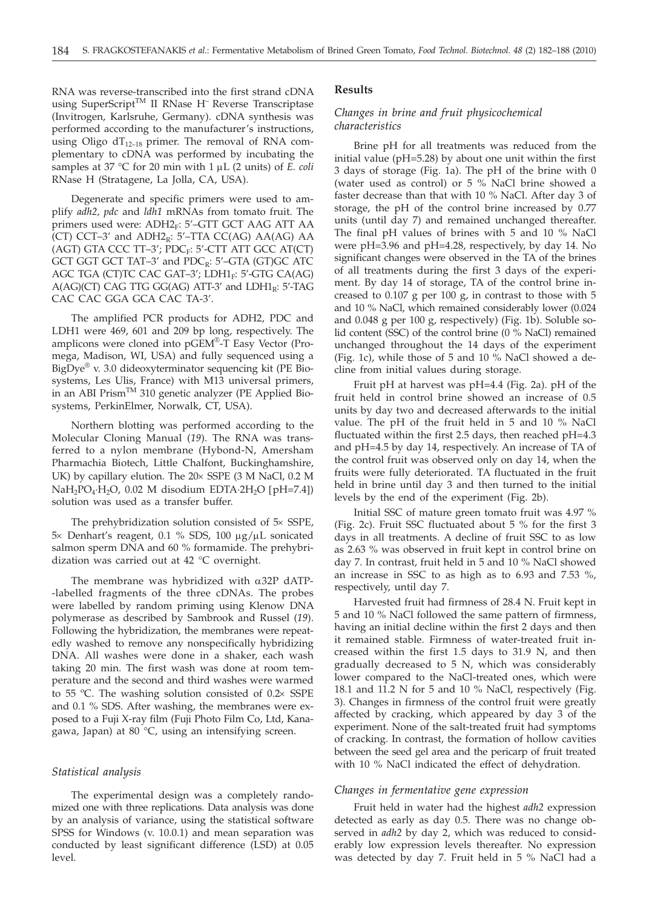RNA was reverse-transcribed into the first strand cDNA using SuperScript™ II RNase H⁻ Reverse Transcriptase (Invitrogen, Karlsruhe, Germany). cDNA synthesis was performed according to the manufacturer's instructions, using Oligo $dT_{12–18}$ primer. The removal of RNA complementary to cDNA was performed by incubating the samples at 37 °C for 20 min with 1 μL (2 units) of *E. coli* RNase H (Stratagene, La Jolla, CA, USA).

Degenerate and specific primers were used to amplify *adh2*, *pdc* and *ldh1* mRNAs from tomato fruit. The primers used were: $ADH2_F$: 5'–GTT GCT AAG ATT AA (CT) CCT–3' and $ADH2_R$: 5'–TTA CC(AG) AA(AG) AA (AGT) GTA CCC TT–3'; $PDC_F$: 5'-CTT ATT GCC AT(CT) GCT GGT GCT TAT–3' and $PDC_R$: 5'–GTA (GT)GC ATC AGC TGA (CT)TC CAC GAT–3'; $LDH1_F$: 5'–GTG CA(AG) A(AG)(CT) CAG TTG GG(AG) ATT-3' and $LDH1_R$: 5'-TAG CAC CAC GGA GCA CAC TA-3'.

The amplified PCR products for ADH2, PDC and LDH1 were 469, 601 and 209 bp long, respectively. The amplicons were cloned into pGEM®-T Easy Vector (Promega, Madison, WI, USA) and fully sequenced using a BigDye® v. 3.0 dideoxyterminator sequencing kit (PE Biosystems, Les Ulis, France) with M13 universal primers, in an ABI Prism™ 310 genetic analyzer (PE Applied Biosystems, PerkinElmer, Norwalk, CT, USA).

Northern blotting was performed according to the Molecular Cloning Manual (*19*). The RNA was transferred to a nylon membrane (Hybond-N, Amersham Pharmachia Biotech, Little Chalfont, Buckinghamshire, UK) by capillary elution. The 20× SSPE (3 M NaCl, 0.2 M $NaH_2PO_4{\cdot}H_2O$, 0.02 M disodium EDTA·$2H_2O$ [pH=7.4]) solution was used as a transfer buffer.

The prehybridization solution consisted of 5× SSPE, 5× Denhart's reagent, 0.1 % SDS, 100 μg/μL sonicated salmon sperm DNA and 60 % formamide. The prehybridization was carried out at 42 °C overnight.

The membrane was hybridized with α32P dATP-labelled fragments of the three cDNAs. The probes were labelled by random priming using Klenow DNA polymerase as described by Sambrook and Russel (*19*). Following the hybridization, the membranes were repeatedly washed to remove any nonspecifically hybridizing DNA. All washes were done in a shaker, each wash taking 20 min. The first wash was done at room temperature and the second and third washes were warmed to 55 ºC. The washing solution consisted of 0.2× SSPE and 0.1 % SDS. After washing, the membranes were exposed to a Fuji X-ray film (Fuji Photo Film Co, Ltd, Kanagawa, Japan) at 80 °C, using an intensifying screen.

### *Statistical analysis*

The experimental design was a completely randomized one with three replications. Data analysis was done by an analysis of variance, using the statistical software SPSS for Windows (v. 10.0.1) and mean separation was conducted by least significant difference (LSD) at 0.05 level.

## Results

### *Changes in brine and fruit physicochemical characteristics*

Brine pH for all treatments was reduced from the initial value (pH=5.28) by about one unit within the first 3 days of storage (Fig. 1a). The pH of the brine with 0 (water used as control) or 5 % NaCl brine showed a faster decrease than that with 10 % NaCl. After day 3 of storage, the pH of the control brine increased by 0.77 units (until day 7) and remained unchanged thereafter. The final pH values of brines with 5 and 10 % NaCl were pH=3.96 and pH=4.28, respectively, by day 14. No significant changes were observed in the TA of the brines of all treatments during the first 3 days of the experiment. By day 14 of storage, TA of the control brine increased to 0.107 g per 100 g, in contrast to those with 5 and 10 % NaCl, which remained considerably lower (0.024 and 0.048 g per 100 g, respectively) (Fig. 1b). Soluble solid content (SSC) of the control brine (0 % NaCl) remained unchanged throughout the 14 days of the experiment (Fig. 1c), while those of 5 and 10 % NaCl showed a decline from initial values during storage.

Fruit pH at harvest was pH=4.4 (Fig. 2a). pH of the fruit held in control brine showed an increase of 0.5 units by day two and decreased afterwards to the initial value. The pH of the fruit held in 5 and 10 % NaCl fluctuated within the first 2.5 days, then reached pH=4.3 and pH=4.5 by day 14, respectively. An increase of TA of the control fruit was observed only on day 14, when the fruits were fully deteriorated. TA fluctuated in the fruit held in brine until day 3 and then turned to the initial levels by the end of the experiment (Fig. 2b).

Initial SSC of mature green tomato fruit was 4.97 % (Fig. 2c). Fruit SSC fluctuated about 5 % for the first 3 days in all treatments. A decline of fruit SSC to as low as 2.63 % was observed in fruit kept in control brine on day 7. In contrast, fruit held in 5 and 10 % NaCl showed an increase in SSC to as high as to 6.93 and 7.53 %, respectively, until day 7.

Harvested fruit had firmness of 28.4 N. Fruit kept in 5 and 10 % NaCl followed the same pattern of firmness, having an initial decline within the first 2 days and then it remained stable. Firmness of water-treated fruit increased within the first 1.5 days to 31.9 N, and then gradually decreased to 5 N, which was considerably lower compared to the NaCl-treated ones, which were 18.1 and 11.2 N for 5 and 10 % NaCl, respectively (Fig. 3). Changes in firmness of the control fruit were greatly affected by cracking, which appeared by day 3 of the experiment. None of the salt-treated fruit had symptoms of cracking. In contrast, the formation of hollow cavities between the seed gel area and the pericarp of fruit treated with 10 % NaCl indicated the effect of dehydration.

### *Changes in fermentative gene expression*

Fruit held in water had the highest *adh2* expression detected as early as day 0.5. There was no change observed in *adh2* by day 2, which was reduced to considerably low expression levels thereafter. No expression was detected by day 7. Fruit held in 5 % NaCl had a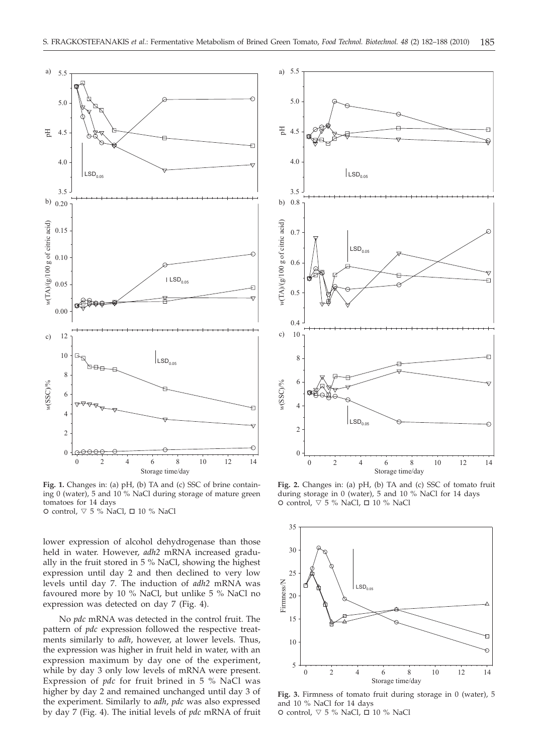**Fig. 1.** Changes in: (a) pH, (b) TA and (c) SSC of brine containing 0 (water), 5 and 10 % NaCl during storage of mature green tomatoes for 14 days
○ control, ▽ 5 % NaCl, □ 10 % NaCl

**Fig. 2.** Changes in: (a) pH, (b) TA and (c) SSC of tomato fruit during storage in 0 (water), 5 and 10 % NaCl for 14 days
○ control, ▽ 5 % NaCl, □ 10 % NaCl

**Fig. 3.** Firmness of tomato fruit during storage in 0 (water), 5 and 10 % NaCl for 14 days
○ control, ▽ 5 % NaCl, □ 10 % NaCl

lower expression of alcohol dehydrogenase than those held in water. However, *adh2* mRNA increased gradually in the fruit stored in 5 % NaCl, showing the highest expression until day 2 and then declined to very low levels until day 7. The induction of *adh2* mRNA was favoured more by 10 % NaCl, but unlike 5 % NaCl no expression was detected on day 7 (Fig. 4).

No *pdc* mRNA was detected in the control fruit. The pattern of *pdc* expression followed the respective treatments similarly to *adh*, however, at lower levels. Thus, the expression was higher in fruit held in water, with an expression maximum by day one of the experiment, while by day 3 only low levels of mRNA were present. Expression of *pdc* for fruit brined in 5 % NaCl was higher by day 2 and remained unchanged until day 3 of the experiment. Similarly to *adh*, *pdc* was also expressed by day 7 (Fig. 4). The initial levels of *pdc* mRNA of fruit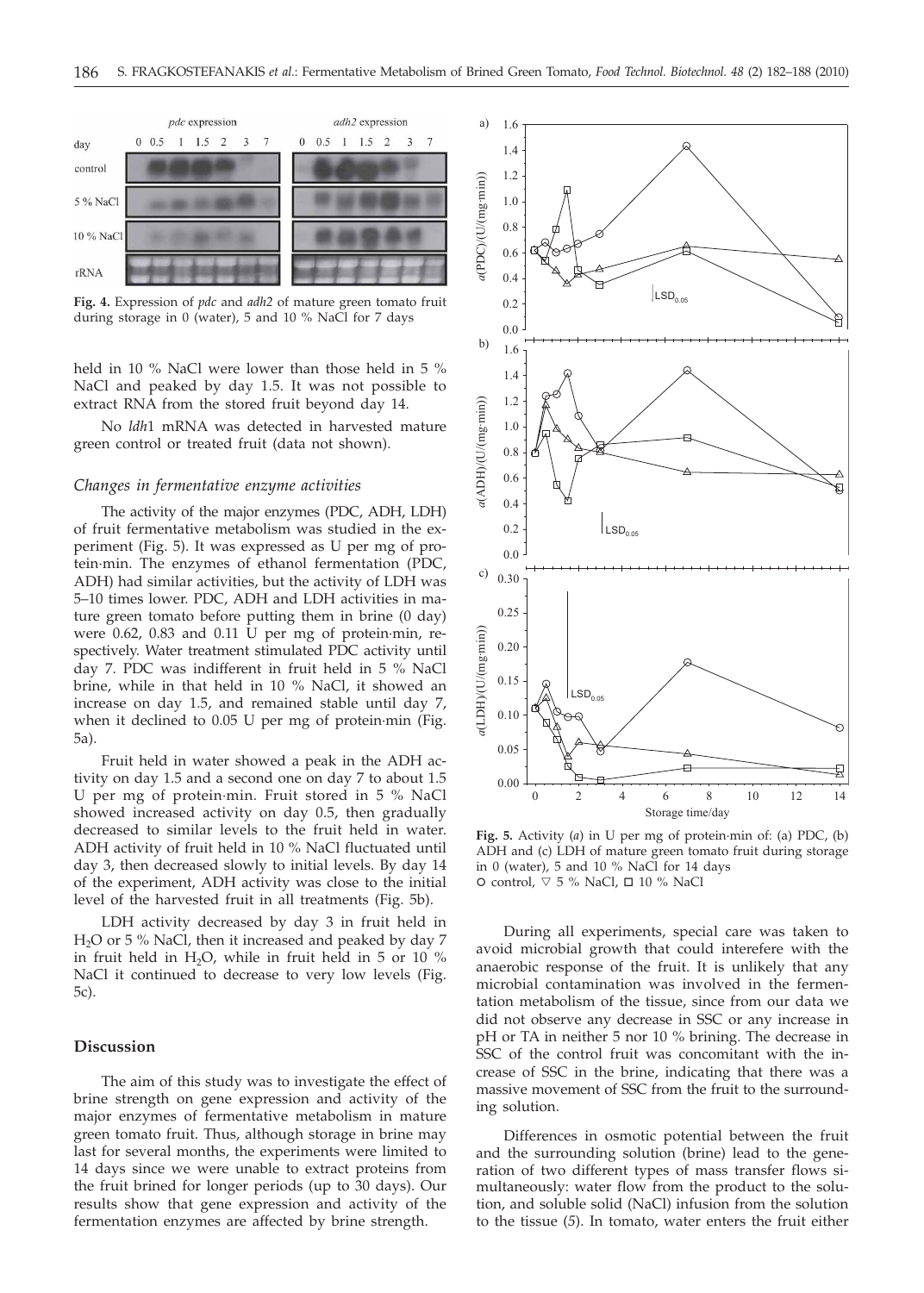**Fig. 4.** Expression of *pdc* and *adh2* of mature green tomato fruit during storage in 0 (water), 5 and 10 % NaCl for 7 days

held in 10 % NaCl were lower than those held in 5 % NaCl and peaked by day 1.5. It was not possible to extract RNA from the stored fruit beyond day 14.

No *ldh*1 mRNA was detected in harvested mature green control or treated fruit (data not shown).

### *Changes in fermentative enzyme activities*

The activity of the major enzymes (PDC, ADH, LDH) of fruit fermentative metabolism was studied in the experiment (Fig. 5). It was expressed as U per mg of protein·min. The enzymes of ethanol fermentation (PDC, ADH) had similar activities, but the activity of LDH was 5–10 times lower. PDC, ADH and LDH activities in mature green tomato before putting them in brine (0 day) were 0.62, 0.83 and 0.11 U per mg of protein·min, respectively. Water treatment stimulated PDC activity until day 7. PDC was indifferent in fruit held in 5 % NaCl brine, while in that held in 10 % NaCl, it showed an increase on day 1.5, and remained stable until day 7, when it declined to 0.05 U per mg of protein·min (Fig. 5a).

Fruit held in water showed a peak in the ADH activity on day 1.5 and a second one on day 7 to about 1.5 U per mg of protein·min. Fruit stored in 5 % NaCl showed increased activity on day 0.5, then gradually decreased to similar levels to the fruit held in water. ADH activity of fruit held in 10 % NaCl fluctuated until day 3, then decreased slowly to initial levels. By day 14 of the experiment, ADH activity was close to the initial level of the harvested fruit in all treatments (Fig. 5b).

LDH activity decreased by day 3 in fruit held in $H_2O$ or 5 % NaCl, then it increased and peaked by day 7 in fruit held in $H_2O$, while in fruit held in 5 or 10 % NaCl it continued to decrease to very low levels (Fig. 5c).

## Discussion

The aim of this study was to investigate the effect of brine strength on gene expression and activity of the major enzymes of fermentative metabolism in mature green tomato fruit. Thus, although storage in brine may last for several months, the experiments were limited to 14 days since we were unable to extract proteins from the fruit brined for longer periods (up to 30 days). Our results show that gene expression and activity of the fermentation enzymes are affected by brine strength.

**Fig. 5.** Activity (*a*) in U per mg of protein·min of: (a) PDC, (b) ADH and (c) LDH of mature green tomato fruit during storage in 0 (water), 5 and 10 % NaCl for 14 days
○ control, ▽ 5 % NaCl, □ 10 % NaCl

During all experiments, special care was taken to avoid microbial growth that could interefere with the anaerobic response of the fruit. It is unlikely that any microbial contamination was involved in the fermentation metabolism of the tissue, since from our data we did not observe any decrease in SSC or any increase in pH or TA in neither 5 nor 10 % brining. The decrease in SSC of the control fruit was concomitant with the increase of SSC in the brine, indicating that there was a massive movement of SSC from the fruit to the surrounding solution.

Differences in osmotic potential between the fruit and the surrounding solution (brine) lead to the generation of two different types of mass transfer flows simultaneously: water flow from the product to the solution, and soluble solid (NaCl) infusion from the solution to the tissue (*5*). In tomato, water enters the fruit either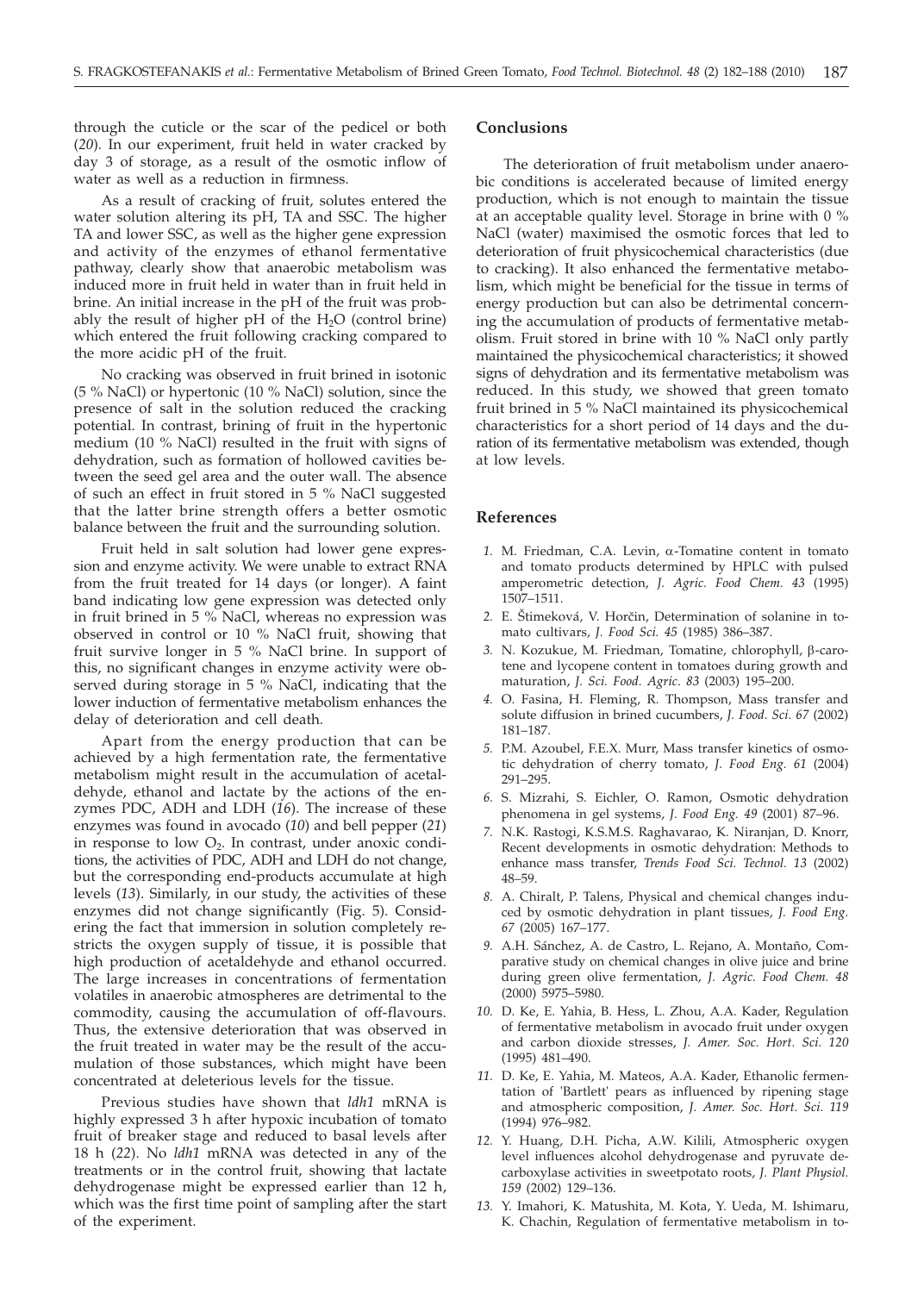through the cuticle or the scar of the pedicel or both (*20*). In our experiment, fruit held in water cracked by day 3 of storage, as a result of the osmotic inflow of water as well as a reduction in firmness.

As a result of cracking of fruit, solutes entered the water solution altering its pH, TA and SSC. The higher TA and lower SSC, as well as the higher gene expression and activity of the enzymes of ethanol fermentative pathway, clearly show that anaerobic metabolism was induced more in fruit held in water than in fruit held in brine. An initial increase in the pH of the fruit was probably the result of higher pH of the $H_2O$ (control brine) which entered the fruit following cracking compared to the more acidic pH of the fruit.

No cracking was observed in fruit brined in isotonic (5 % NaCl) or hypertonic (10 % NaCl) solution, since the presence of salt in the solution reduced the cracking potential. In contrast, brining of fruit in the hypertonic medium (10 % NaCl) resulted in the fruit with signs of dehydration, such as formation of hollowed cavities between the seed gel area and the outer wall. The absence of such an effect in fruit stored in 5 % NaCl suggested that the latter brine strength offers a better osmotic balance between the fruit and the surrounding solution.

Fruit held in salt solution had lower gene expression and enzyme activity. We were unable to extract RNA from the fruit treated for 14 days (or longer). A faint band indicating low gene expression was detected only in fruit brined in 5 % NaCl, whereas no expression was observed in control or 10 % NaCl fruit, showing that fruit survive longer in 5 % NaCl brine. In support of this, no significant changes in enzyme activity were observed during storage in 5 % NaCl, indicating that the lower induction of fermentative metabolism enhances the delay of deterioration and cell death.

Apart from the energy production that can be achieved by a high fermentation rate, the fermentative metabolism might result in the accumulation of acetaldehyde, ethanol and lactate by the actions of the enzymes PDC, ADH and LDH (*16*). The increase of these enzymes was found in avocado (*10*) and bell pepper (*21*) in response to low $O_2$. In contrast, under anoxic conditions, the activities of PDC, ADH and LDH do not change, but the corresponding end-products accumulate at high levels (*13*). Similarly, in our study, the activities of these enzymes did not change significantly (Fig. 5). Considering the fact that immersion in solution completely restricts the oxygen supply of tissue, it is possible that high production of acetaldehyde and ethanol occurred. The large increases in concentrations of fermentation volatiles in anaerobic atmospheres are detrimental to the commodity, causing the accumulation of off-flavours. Thus, the extensive deterioration that was observed in the fruit treated in water may be the result of the accumulation of those substances, which might have been concentrated at deleterious levels for the tissue.

Previous studies have shown that *ldh1* mRNA is highly expressed 3 h after hypoxic incubation of tomato fruit of breaker stage and reduced to basal levels after 18 h (*22*). No *ldh1* mRNA was detected in any of the treatments or in the control fruit, showing that lactate dehydrogenase might be expressed earlier than 12 h, which was the first time point of sampling after the start of the experiment.

## Conclusions

The deterioration of fruit metabolism under anaerobic conditions is accelerated because of limited energy production, which is not enough to maintain the tissue at an acceptable quality level. Storage in brine with 0 % NaCl (water) maximised the osmotic forces that led to deterioration of fruit physicochemical characteristics (due to cracking). It also enhanced the fermentative metabolism, which might be beneficial for the tissue in terms of energy production but can also be detrimental concerning the accumulation of products of fermentative metabolism. Fruit stored in brine with 10 % NaCl only partly maintained the physicochemical characteristics; it showed signs of dehydration and its fermentative metabolism was reduced. In this study, we showed that green tomato fruit brined in 5 % NaCl maintained its physicochemical characteristics for a short period of 14 days and the duration of its fermentative metabolism was extended, though at low levels.

## References

1. M. Friedman, C.A. Levin, α-Tomatine content in tomato and tomato products determined by HPLC with pulsed amperometric detection, *J. Agric. Food Chem. 43* (1995) 1507–1511.
2. E. Štimeková, V. Horčin, Determination of solanine in tomato cultivars, *J. Food Sci. 45* (1985) 386–387.
3. N. Kozukue, M. Friedman, Tomatine, chlorophyll, β-carotene and lycopene content in tomatoes during growth and maturation, *J. Sci. Food. Agric. 83* (2003) 195–200.
4. O. Fasina, H. Fleming, R. Thompson, Mass transfer and solute diffusion in brined cucumbers, *J. Food. Sci. 67* (2002) 181–187.
5. P.M. Azoubel, F.E.X. Murr, Mass transfer kinetics of osmotic dehydration of cherry tomato, *J. Food Eng. 61* (2004) 291–295.
6. S. Mizrahi, S. Eichler, O. Ramon, Osmotic dehydration phenomena in gel systems, *J. Food Eng. 49* (2001) 87–96.
7. N.K. Rastogi, K.S.M.S. Raghavarao, K. Niranjan, D. Knorr, Recent developments in osmotic dehydration: Methods to enhance mass transfer, *Trends Food Sci. Technol. 13* (2002) 48–59.
8. A. Chiralt, P. Talens, Physical and chemical changes induced by osmotic dehydration in plant tissues, *J. Food Eng. 67* (2005) 167–177.
9. A.H. Sánchez, A. de Castro, L. Rejano, A. Montaño, Comparative study on chemical changes in olive juice and brine during green olive fermentation, *J. Agric. Food Chem. 48* (2000) 5975–5980.
10. D. Ke, E. Yahia, B. Hess, L. Zhou, A.A. Kader, Regulation of fermentative metabolism in avocado fruit under oxygen and carbon dioxide stresses, *J. Amer. Soc. Hort. Sci. 120* (1995) 481–490.
11. D. Ke, E. Yahia, M. Mateos, A.A. Kader, Ethanolic fermentation of 'Bartlett' pears as influenced by ripening stage and atmospheric composition, *J. Amer. Soc. Hort. Sci. 119* (1994) 976–982.
12. Y. Huang, D.H. Picha, A.W. Kilili, Atmospheric oxygen level influences alcohol dehydrogenase and pyruvate decarboxylase activities in sweetpotato roots, *J. Plant Physiol. 159* (2002) 129–136.
13. Y. Imahori, K. Matushita, M. Kota, Y. Ueda, M. Ishimaru, K. Chachin, Regulation of fermentative metabolism in to-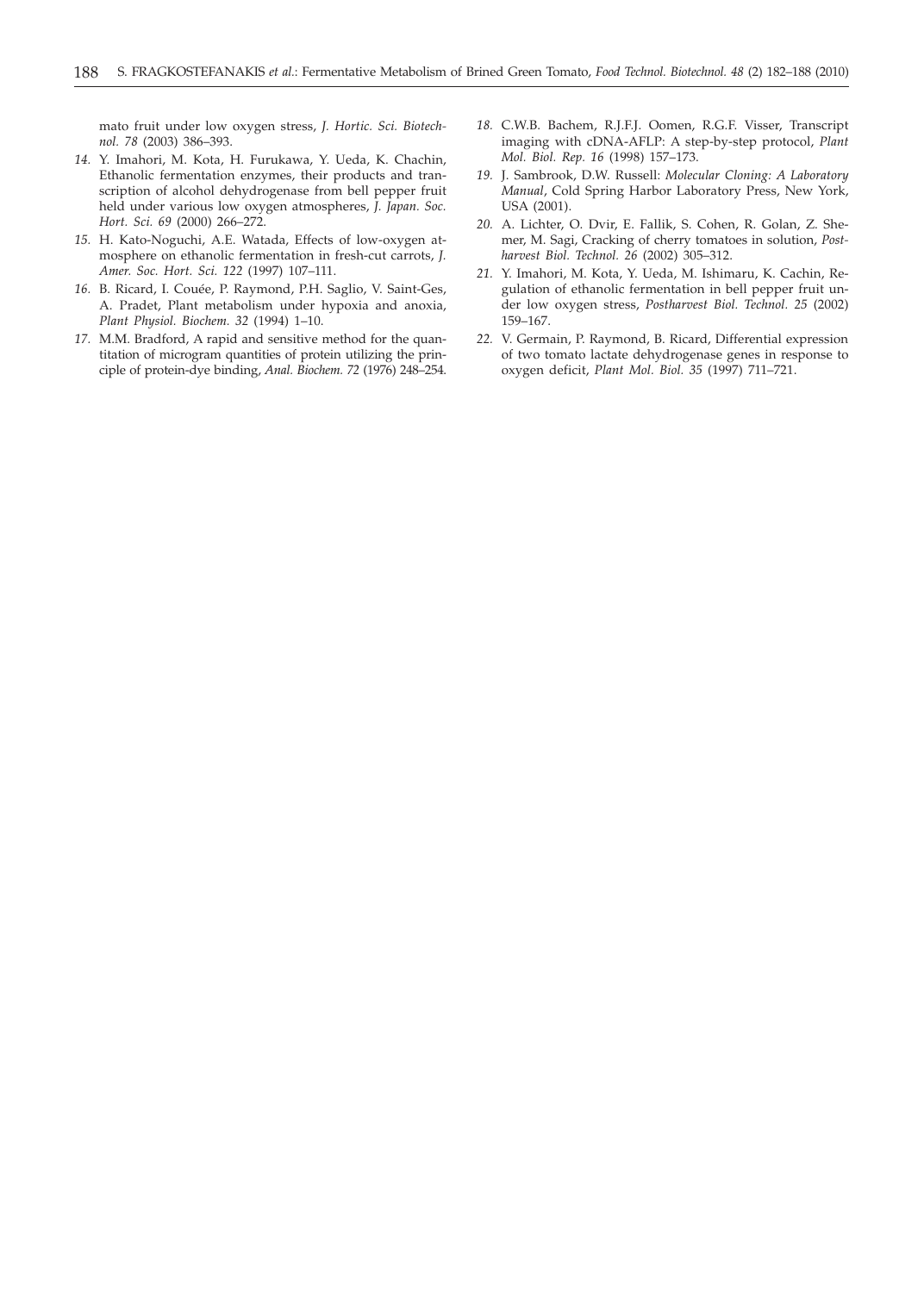mato fruit under low oxygen stress, *J. Hortic. Sci. Biotechnol. 78* (2003) 386–393.

*14.* Y. Imahori, M. Kota, H. Furukawa, Y. Ueda, K. Chachin, Ethanolic fermentation enzymes, their products and transcription of alcohol dehydrogenase from bell pepper fruit held under various low oxygen atmospheres, *J. Japan. Soc. Hort. Sci. 69* (2000) 266–272.

*15.* H. Kato-Noguchi, A.E. Watada, Effects of low-oxygen atmosphere on ethanolic fermentation in fresh-cut carrots, *J. Amer. Soc. Hort. Sci. 122* (1997) 107–111.

*16.* B. Ricard, I. Couée, P. Raymond, P.H. Saglio, V. Saint-Ges, A. Pradet, Plant metabolism under hypoxia and anoxia, *Plant Physiol. Biochem. 32* (1994) 1–10.

*17.* M.M. Bradford, A rapid and sensitive method for the quantitation of microgram quantities of protein utilizing the principle of protein-dye binding, *Anal. Biochem. 72* (1976) 248–254.

*18.* C.W.B. Bachem, R.J.F.J. Oomen, R.G.F. Visser, Transcript imaging with cDNA-AFLP: A step-by-step protocol, *Plant Mol. Biol. Rep. 16* (1998) 157–173.

*19.* J. Sambrook, D.W. Russell: *Molecular Cloning: A Laboratory Manual*, Cold Spring Harbor Laboratory Press, New York, USA (2001).

*20.* A. Lichter, O. Dvir, E. Fallik, S. Cohen, R. Golan, Z. Shemer, M. Sagi, Cracking of cherry tomatoes in solution, *Postharvest Biol. Technol. 26* (2002) 305–312.

*21.* Y. Imahori, M. Kota, Y. Ueda, M. Ishimaru, K. Cachin, Regulation of ethanolic fermentation in bell pepper fruit under low oxygen stress, *Postharvest Biol. Technol. 25* (2002) 159–167.

*22.* V. Germain, P. Raymond, B. Ricard, Differential expression of two tomato lactate dehydrogenase genes in response to oxygen deficit, *Plant Mol. Biol. 35* (1997) 711–721.